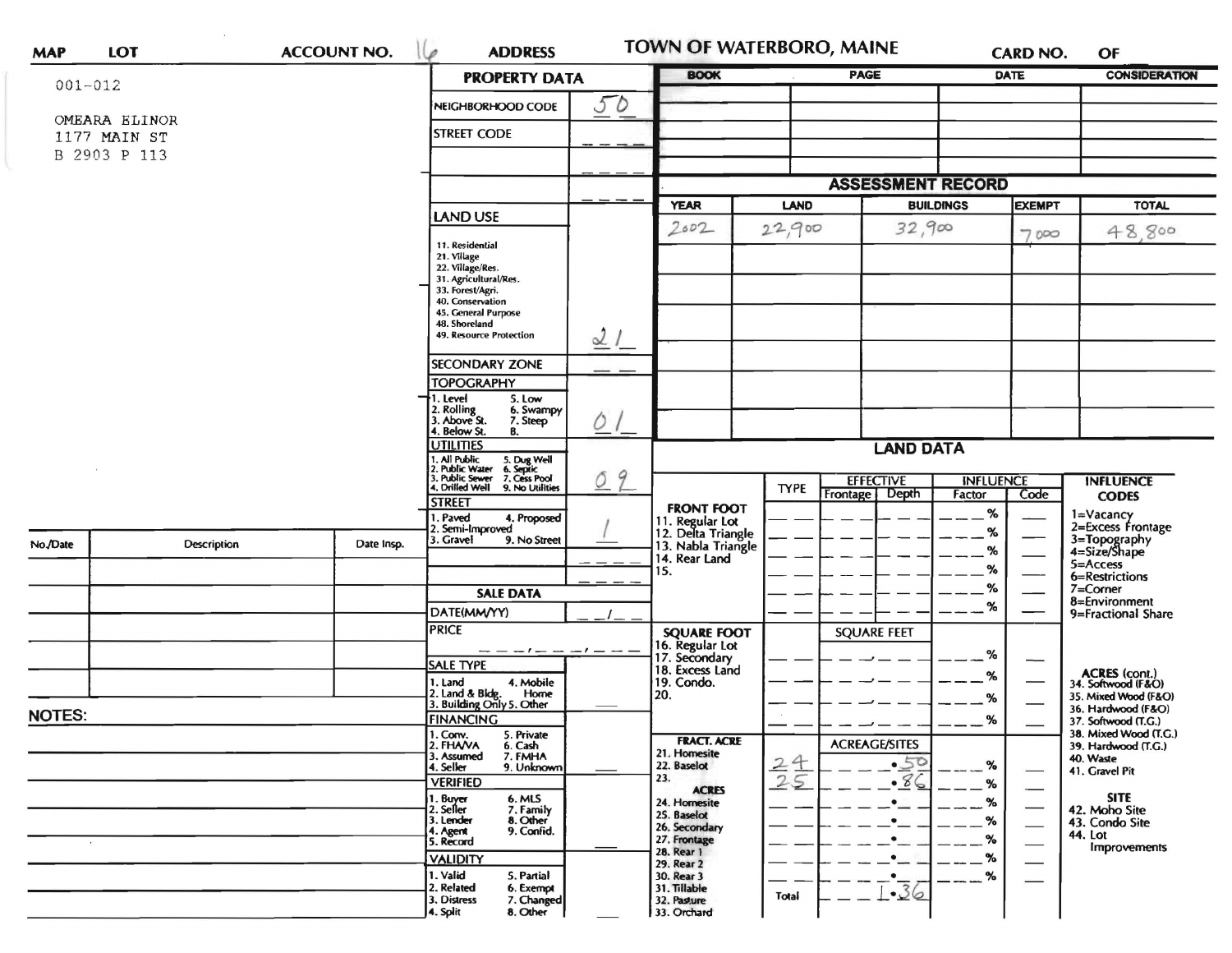| MAP | LOT | ACCOUNT NO. 16 | ADDRESS | TOWN OF WATERBORO, MAINE | CARD NO. | OF |
|---|---|---|---|---|---|---|

001-012

OMEARA ELINOR
1177 MAIN ST
B 2903 P 113

## PROPERTY DATA

| Field | Value |
|---|---|
| NEIGHBORHOOD CODE | 50 |
| STREET CODE | |
| LAND USE (11. Residential, 21. Village, 22. Village/Res., 31. Agricultural/Res., 33. Forest/Agri., 40. Conservation, 45. General Purpose, 48. Shoreland, 49. Resource Protection) | 21 |
| SECONDARY ZONE | |
| TOPOGRAPHY (1. Level, 2. Rolling, 3. Above St., 4. Below St., 5. Low, 6. Swampy, 7. Steep, 8.) | 01 |
| UTILITIES (1. All Public, 2. Public Water, 3. Public Sewer, 4. Drilled Well, 5. Dug Well, 6. Septic, 7. Cess Pool, 9. No Utilities) | 09 |
| STREET (1. Paved, 2. Semi-Improved, 3. Gravel, 4. Proposed, 9. No Street) | 1 |

## SALE DATA

| Field | Value |
|---|---|
| DATE(MM/YY) | |
| PRICE | |
| SALE TYPE (1. Land, 2. Land & Bldg., 3. Building Only, 4. Mobile Home, 5. Other) | |
| FINANCING (1. Conv., 2. FHA/VA, 3. Assumed, 4. Seller, 5. Private, 6. Cash, 7. FMHA, 9. Unknown) | |
| VERIFIED (1. Buyer, 2. Seller, 3. Lender, 4. Agent, 5. Record, 6. MLS, 7. Family, 8. Other, 9. Confid.) | |
| VALIDITY (1. Valid, 2. Related, 3. Distress, 4. Split, 5. Partial, 6. Exempt, 7. Changed, 8. Other) | |

| BOOK | PAGE | DATE | CONSIDERATION |
|---|---|---|---|
| | | | |

## ASSESSMENT RECORD

| YEAR | LAND | BUILDINGS | EXEMPT | TOTAL |
|---|---|---|---|---|
| 2002 | 22,900 | 32,900 | 7,000 | 48,800 |

## LAND DATA

| | TYPE | EFFECTIVE Frontage | EFFECTIVE Depth | INFLUENCE Factor | INFLUENCE Code |
|---|---|---|---|---|---|
| **FRONT FOOT** 11. Regular Lot, 12. Delta Triangle, 13. Nabla Triangle, 14. Rear Land, 15. | | | | % | |
| **SQUARE FOOT** 16. Regular Lot, 17. Secondary, 18. Excess Land, 19. Condo., 20. | | SQUARE FEET | | % | |
| **FRACT. ACRE** 21. Homesite, 22. Baselot, 23. | 24 | ACREAGE/SITES .50 | | % | |
| | 25 | .86 | | % | |
| **ACRES** 24. Homesite, 25. Baselot, 26. Secondary, 27. Frontage, 28. Rear 1, 29. Rear 2, 30. Rear 3, 31. Tillable, 32. Pasture, 33. Orchard | | | | % | |
| Total | | 1.36 | | | |

**INFLUENCE CODES**
1=Vacancy
2=Excess Frontage
3=Topography
4=Size/Shape
5=Access
6=Restrictions
7=Corner
8=Environment
9=Fractional Share

**ACRES (cont.)**
34. Softwood (F&O)
35. Mixed Wood (F&O)
36. Hardwood (F&O)
37. Softwood (T.G.)
38. Mixed Wood (T.G.)
39. Hardwood (T.G.)
40. Waste
41. Gravel Pit

**SITE**
42. Moho Site
43. Condo Site
44. Lot Improvements

| No./Date | Description | Date Insp. |
|---|---|---|
| | | |

NOTES: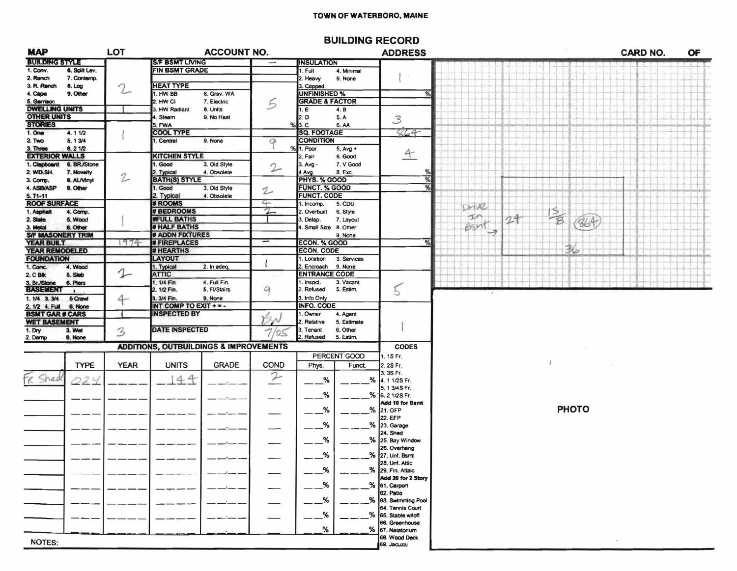**TOWN OF WATERBORO, MAINE**

## BUILDING RECORD

| MAP | LOT | ACCOUNT NO. | ADDRESS | CARD NO. | OF |
|---|---|---|---|---|---|
| | | | | | |

| Field | Value | Field | Value | Field | Value |
|---|---|---|---|---|---|
| **BUILDING STYLE** 1. Conv. 2. Ranch 3. R. Ranch 4. Cape 5. Garrison 6. Split Lev. 7. Contemp. 8. Log 9. Other | 2 | **S/F BSMT LIVING** | — | **INSULATION** 1. Full 2. Heavy 3. Capped 4. Minimal 9. None | 1 |
| | | **FIN BSMT GRADE** | | | |
| **DWELLING UNITS** | 1 | **HEAT TYPE** 1. HW BB 2. HW CI 3. HW Radiant 4. Steam 5. FWA 6. Grav. WA 7. Electric 8. Units 9. No Heat | 5 | **UNFINISHED %** | % |
| **OTHER UNITS** | | | % | **GRADE & FACTOR** 1. E 2. D 3. C 4. B 5. A 6. AA | 3 |
| **STORIES** 1. One 2. Two 3. Three 4. 1 1/2 5. 1 3/4 6. 2 1/2 | 1 | **COOL TYPE** 1. Central 9. None | 9 | **SQ. FOOTAGE** | 864 |
| | | | % | **CONDITION** 1. Poor 2. Fair 3. Avg - 4 Avg. 5. Avg + 6. Good 7. V Good 8. Exc. | 4 |
| **EXTERIOR WALLS** 1. Clapboard 2. WD.SH. 3. Comp. 4. ASB/ASP 5. T1-11 6. BR./Stone 7. Novelty 8. AL/Vinyl 9. Other | 2 | **KITCHEN STYLE** 1. Good 2. Typical 3. Old Style 4. Obsolete | 2 | | % |
| | | **BATH(S) STYLE** 1. Good 2. Typical 3. Old Style 4. Obsolete | 2 | **PHYS. % GOOD** | % |
| | | | | **FUNCT. % GOOD** | % |
| **ROOF SURFACE** 1. Asphalt 2. Slate 3. Metal 4. Comp. 5. Wood 6. Other | 1 | **# ROOMS** | 4 | **FUNCT. CODE** 1. Incomp. 2. Overbuilt 3. Delap. 4. Small Size 5. CDU 6. Style 7. Layout 8. Other 9. None | |
| | | **# BEDROOMS** | 2 | | |
| | | **#FULL BATHS** | 1 | | |
| | | **# HALF BATHS** | | | |
| **S/F MASONERY TRIM** | | **# ADDN FIXTURES** | | | |
| **YEAR BUILT** | 1974 | **# FIREPLACES** | — | **ECON. % GOOD** | % |
| **YEAR REMODELED** | | **# HEARTHS** | | **ECON. CODE** 1. Location 2. Encroach 3. Services 9. None | |
| **FOUNDATION** 1. Conc. 2. C Blk 3. Br./Stone 4. Wood 5. Slab 6. Piers | 2 | **LAYOUT** 1. Typical 2. In adeq. | 1 | | |
| | | **ATTIC** 1. 1/4 Fin 2. 1/2 Fin. 3. 3/4 Fin. 4. Full Fin. 5. Fl/Stairs 9. None | 9 | **ENTRANCE CODE** 1. Inspct. 2. Refused 3. Info Only 3. Vacant 5. Estim. | 5 |
| **BASEMENT** 1. 1/4 2. 1/2 3. 3/4 4. Full 5 Crawl 6. None | 4 | **INT COMP TO EXIT + = -** | | **INFO. CODE** 1. Owner 2. Relative 3. Tenant 4. Agent 5. Estimate 6. Other | 1 |
| **BSMT GAR # CARS** | 1 | **INSPECTED BY** | BW | | |
| **WET BASEMENT** 1. Dry 2. Damp 3. Wet 9. None | 3 | **DATE INSPECTED** | 7/05 | 2. Refused 5. Estim. | |

Sketch: Drive In Bsmt → 24 x 36, 1S/B (864)

### ADDITIONS, OUTBUILDINGS & IMPROVEMENTS

| | TYPE | YEAR | UNITS | GRADE | COND | PERCENT GOOD Phys. | PERCENT GOOD Funct. |
|---|---|---|---|---|---|---|---|
| Fr Shed | 024 | | 144 | | 2 | % | % |
| | | | | | | % | % |
| | | | | | | % | % |
| | | | | | | % | % |
| | | | | | | % | % |
| | | | | | | % | % |
| | | | | | | % | % |
| | | | | | | % | % |
| | | | | | | % | % |
| | | | | | | % | % |
| | | | | | | % | % |

**CODES**
1. 1S Fr.
2. 2S Fr.
3. 3S Fr.
4. 1 1/2S Fr.
5. 1 3/4S Fr.
6. 2 1/2S Fr.

**Add 10 for Bsmt**

21. OFP
22. EFP
23. Garage
24. Shed
25. Bay Window
26. Overhang
27. Unf. Bsmt
28. Unf. Attic
29. Fin. Attaic

**Add 20 for 2 Story**

61. Carport
62. Patio
63. Swimming Pool
64. Tennis Court
65. Stable w/loft
66. Greenhouse
67. Natatorium
68. Wood Deck
69. Jacuzzi

NOTES:

PHOTO